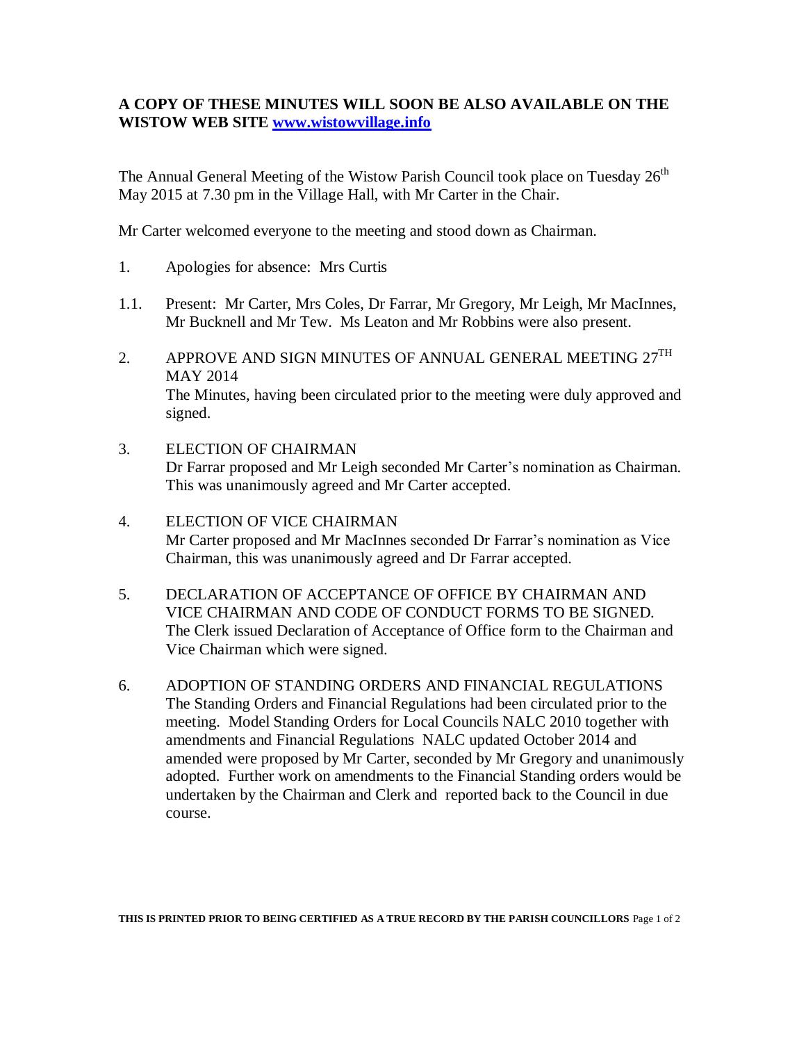**A COPY OF THESE MINUTES WILL SOON BE ALSO AVAILABLE ON THE WISTOW WEB SITE [www.wistowvillage.info](http://www.wistowvillage.info)**

The Annual General Meeting of the Wistow Parish Council took place on Tuesday 26th May 2015 at 7.30 pm in the Village Hall, with Mr Carter in the Chair.

Mr Carter welcomed everyone to the meeting and stood down as Chairman.

1. Apologies for absence: Mrs Curtis

1.1. Present: Mr Carter, Mrs Coles, Dr Farrar, Mr Gregory, Mr Leigh, Mr MacInnes, Mr Bucknell and Mr Tew. Ms Leaton and Mr Robbins were also present.

2. APPROVE AND SIGN MINUTES OF ANNUAL GENERAL MEETING 27TH MAY 2014
   The Minutes, having been circulated prior to the meeting were duly approved and signed.

3. ELECTION OF CHAIRMAN
   Dr Farrar proposed and Mr Leigh seconded Mr Carter's nomination as Chairman. This was unanimously agreed and Mr Carter accepted.

4. ELECTION OF VICE CHAIRMAN
   Mr Carter proposed and Mr MacInnes seconded Dr Farrar's nomination as Vice Chairman, this was unanimously agreed and Dr Farrar accepted.

5. DECLARATION OF ACCEPTANCE OF OFFICE BY CHAIRMAN AND VICE CHAIRMAN AND CODE OF CONDUCT FORMS TO BE SIGNED.
   The Clerk issued Declaration of Acceptance of Office form to the Chairman and Vice Chairman which were signed.

6. ADOPTION OF STANDING ORDERS AND FINANCIAL REGULATIONS
   The Standing Orders and Financial Regulations had been circulated prior to the meeting. Model Standing Orders for Local Councils NALC 2010 together with amendments and Financial Regulations NALC updated October 2014 and amended were proposed by Mr Carter, seconded by Mr Gregory and unanimously adopted. Further work on amendments to the Financial Standing orders would be undertaken by the Chairman and Clerk and reported back to the Council in due course.

**THIS IS PRINTED PRIOR TO BEING CERTIFIED AS A TRUE RECORD BY THE PARISH COUNCILLORS**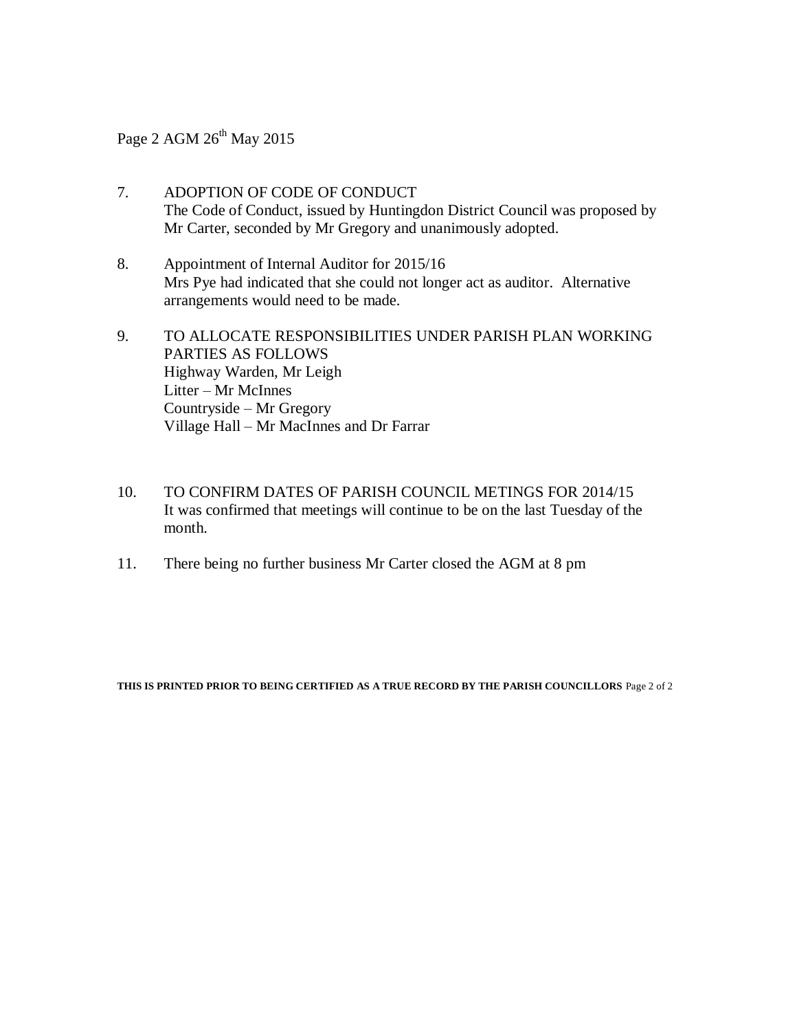Page 2 AGM 26th May 2015

7. ADOPTION OF CODE OF CONDUCT
   The Code of Conduct, issued by Huntingdon District Council was proposed by Mr Carter, seconded by Mr Gregory and unanimously adopted.

8. Appointment of Internal Auditor for 2015/16
   Mrs Pye had indicated that she could not longer act as auditor. Alternative arrangements would need to be made.

9. TO ALLOCATE RESPONSIBILITIES UNDER PARISH PLAN WORKING PARTIES AS FOLLOWS
   Highway Warden, Mr Leigh
   Litter – Mr McInnes
   Countryside – Mr Gregory
   Village Hall – Mr MacInnes and Dr Farrar

10. TO CONFIRM DATES OF PARISH COUNCIL METINGS FOR 2014/15
    It was confirmed that meetings will continue to be on the last Tuesday of the month.

11. There being no further business Mr Carter closed the AGM at 8 pm

**THIS IS PRINTED PRIOR TO BEING CERTIFIED AS A TRUE RECORD BY THE PARISH COUNCILLORS**